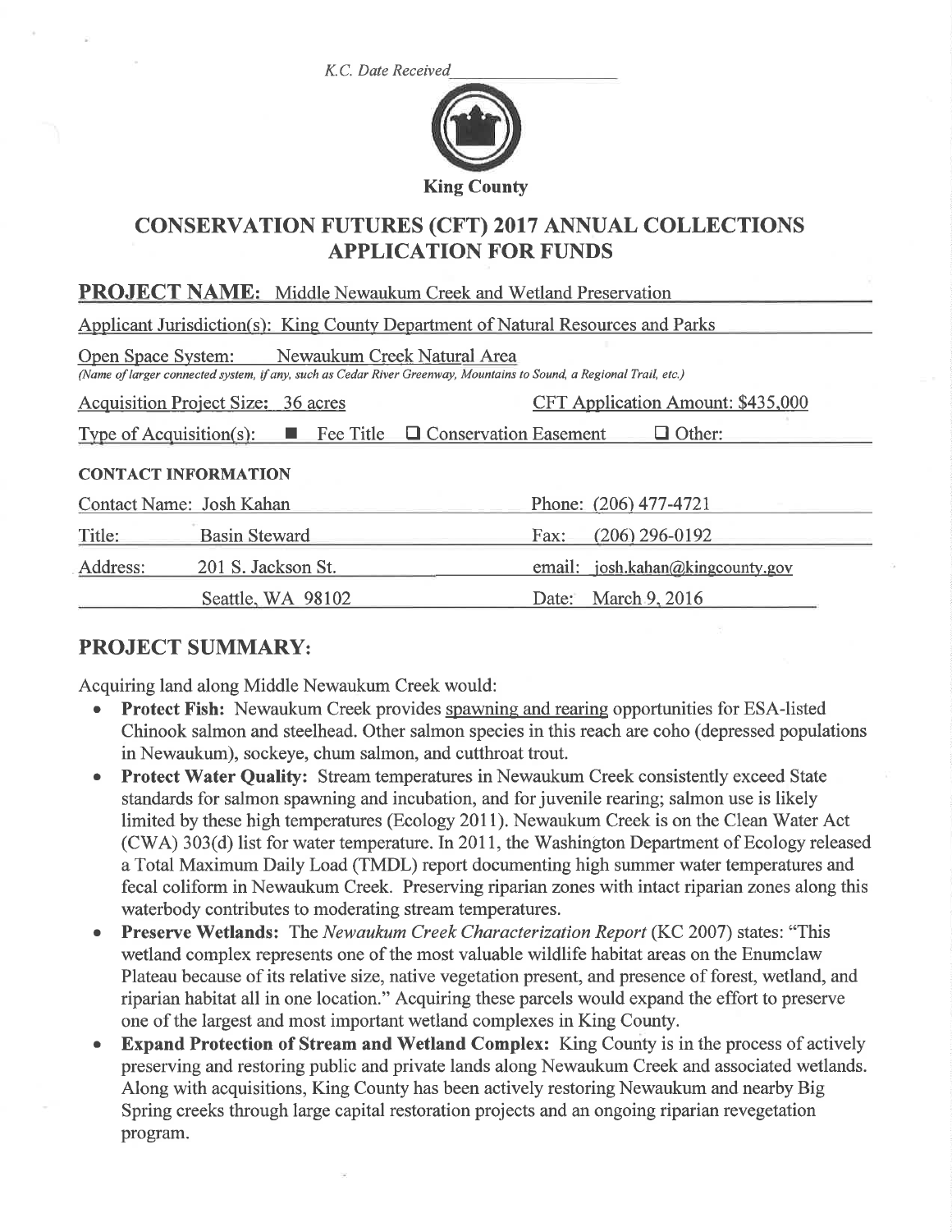*K.C. Date Received* ____________

**King County**

# CONSERVATION FUTURES (CFT) 2017 ANNUAL COLLECTIONS APPLICATION FOR FUNDS

**PROJECT NAME:** Middle Newaukum Creek and Wetland Preservation

Applicant Jurisdiction(s): King County Department of Natural Resources and Parks

Open Space System: Newaukum Creek Natural Area
*(Name of larger connected system, if any, such as Cedar River Greenway, Mountains to Sound, a Regional Trail, etc.)*

Acquisition Project Size: 36 acres — CFT Application Amount: $435,000

Type of Acquisition(s): ■ Fee Title ☐ Conservation Easement ☐ Other:

**CONTACT INFORMATION**

| | | | |
|---|---|---|---|
| Contact Name: | Josh Kahan | Phone: | (206) 477-4721 |
| Title: | Basin Steward | Fax: | (206) 296-0192 |
| Address: | 201 S. Jackson St. | email: | josh.kahan@kingcounty.gov |
| | Seattle, WA 98102 | Date: | March 9, 2016 |

## PROJECT SUMMARY:

Acquiring land along Middle Newaukum Creek would:

- **Protect Fish:** Newaukum Creek provides spawning and rearing opportunities for ESA-listed Chinook salmon and steelhead. Other salmon species in this reach are coho (depressed populations in Newaukum), sockeye, chum salmon, and cutthroat trout.
- **Protect Water Quality:** Stream temperatures in Newaukum Creek consistently exceed State standards for salmon spawning and incubation, and for juvenile rearing; salmon use is likely limited by these high temperatures (Ecology 2011). Newaukum Creek is on the Clean Water Act (CWA) 303(d) list for water temperature. In 2011, the Washington Department of Ecology released a Total Maximum Daily Load (TMDL) report documenting high summer water temperatures and fecal coliform in Newaukum Creek. Preserving riparian zones with intact riparian zones along this waterbody contributes to moderating stream temperatures.
- **Preserve Wetlands:** The *Newaukum Creek Characterization Report* (KC 2007) states: "This wetland complex represents one of the most valuable wildlife habitat areas on the Enumclaw Plateau because of its relative size, native vegetation present, and presence of forest, wetland, and riparian habitat all in one location." Acquiring these parcels would expand the effort to preserve one of the largest and most important wetland complexes in King County.
- **Expand Protection of Stream and Wetland Complex:** King County is in the process of actively preserving and restoring public and private lands along Newaukum Creek and associated wetlands. Along with acquisitions, King County has been actively restoring Newaukum and nearby Big Spring creeks through large capital restoration projects and an ongoing riparian revegetation program.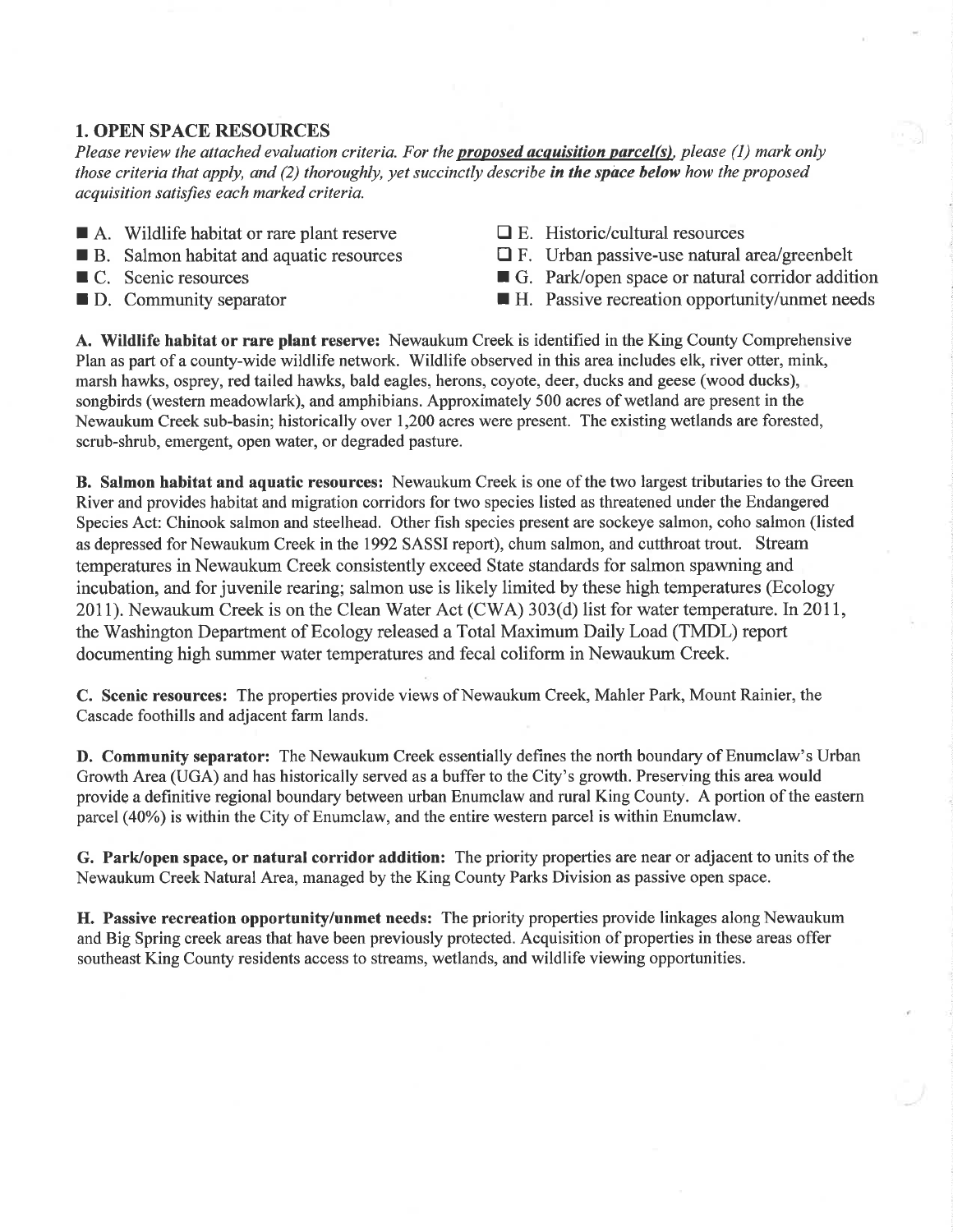## 1. OPEN SPACE RESOURCES

*Please review the attached evaluation criteria. For the* ***proposed acquisition parcel(s)****, please (1) mark only those criteria that apply, and (2) thoroughly, yet succinctly describe* ***in the space below*** *how the proposed acquisition satisfies each marked criteria.*

- ■ A. Wildlife habitat or rare plant reserve
- ■ B. Salmon habitat and aquatic resources
- ■ C. Scenic resources
- ■ D. Community separator
- ☐ E. Historic/cultural resources
- ☐ F. Urban passive-use natural area/greenbelt
- ■ G. Park/open space or natural corridor addition
- ■ H. Passive recreation opportunity/unmet needs

**A. Wildlife habitat or rare plant reserve:** Newaukum Creek is identified in the King County Comprehensive Plan as part of a county-wide wildlife network. Wildlife observed in this area includes elk, river otter, mink, marsh hawks, osprey, red tailed hawks, bald eagles, herons, coyote, deer, ducks and geese (wood ducks), songbirds (western meadowlark), and amphibians. Approximately 500 acres of wetland are present in the Newaukum Creek sub-basin; historically over 1,200 acres were present. The existing wetlands are forested, scrub-shrub, emergent, open water, or degraded pasture.

**B. Salmon habitat and aquatic resources:** Newaukum Creek is one of the two largest tributaries to the Green River and provides habitat and migration corridors for two species listed as threatened under the Endangered Species Act: Chinook salmon and steelhead. Other fish species present are sockeye salmon, coho salmon (listed as depressed for Newaukum Creek in the 1992 SASSI report), chum salmon, and cutthroat trout. Stream temperatures in Newaukum Creek consistently exceed State standards for salmon spawning and incubation, and for juvenile rearing; salmon use is likely limited by these high temperatures (Ecology 2011). Newaukum Creek is on the Clean Water Act (CWA) 303(d) list for water temperature. In 2011, the Washington Department of Ecology released a Total Maximum Daily Load (TMDL) report documenting high summer water temperatures and fecal coliform in Newaukum Creek.

**C. Scenic resources:** The properties provide views of Newaukum Creek, Mahler Park, Mount Rainier, the Cascade foothills and adjacent farm lands.

**D. Community separator:** The Newaukum Creek essentially defines the north boundary of Enumclaw's Urban Growth Area (UGA) and has historically served as a buffer to the City's growth. Preserving this area would provide a definitive regional boundary between urban Enumclaw and rural King County. A portion of the eastern parcel (40%) is within the City of Enumclaw, and the entire western parcel is within Enumclaw.

**G. Park/open space, or natural corridor addition:** The priority properties are near or adjacent to units of the Newaukum Creek Natural Area, managed by the King County Parks Division as passive open space.

**H. Passive recreation opportunity/unmet needs:** The priority properties provide linkages along Newaukum and Big Spring creek areas that have been previously protected. Acquisition of properties in these areas offer southeast King County residents access to streams, wetlands, and wildlife viewing opportunities.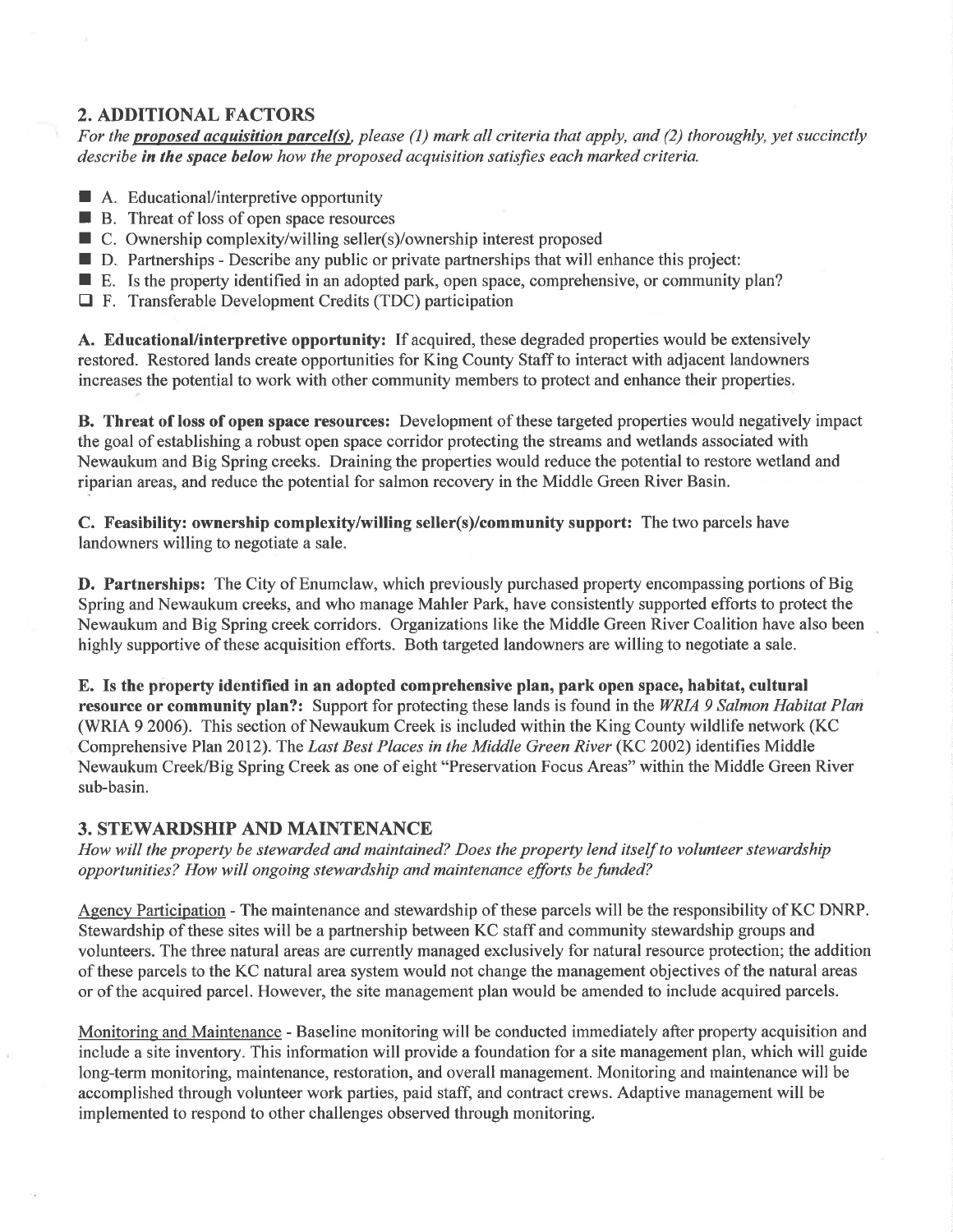## 2. ADDITIONAL FACTORS

*For the **proposed acquisition parcel(s)**, please (1) mark all criteria that apply, and (2) thoroughly, yet succinctly describe **in the space below** how the proposed acquisition satisfies each marked criteria.*

- ■ A. Educational/interpretive opportunity
- ■ B. Threat of loss of open space resources
- ■ C. Ownership complexity/willing seller(s)/ownership interest proposed
- ■ D. Partnerships - Describe any public or private partnerships that will enhance this project:
- ■ E. Is the property identified in an adopted park, open space, comprehensive, or community plan?
- ☐ F. Transferable Development Credits (TDC) participation

**A. Educational/interpretive opportunity:** If acquired, these degraded properties would be extensively restored. Restored lands create opportunities for King County Staff to interact with adjacent landowners increases the potential to work with other community members to protect and enhance their properties.

**B. Threat of loss of open space resources:** Development of these targeted properties would negatively impact the goal of establishing a robust open space corridor protecting the streams and wetlands associated with Newaukum and Big Spring creeks. Draining the properties would reduce the potential to restore wetland and riparian areas, and reduce the potential for salmon recovery in the Middle Green River Basin.

**C. Feasibility: ownership complexity/willing seller(s)/community support:** The two parcels have landowners willing to negotiate a sale.

**D. Partnerships:** The City of Enumclaw, which previously purchased property encompassing portions of Big Spring and Newaukum creeks, and who manage Mahler Park, have consistently supported efforts to protect the Newaukum and Big Spring creek corridors. Organizations like the Middle Green River Coalition have also been highly supportive of these acquisition efforts. Both targeted landowners are willing to negotiate a sale.

**E. Is the property identified in an adopted comprehensive plan, park open space, habitat, cultural resource or community plan?:** Support for protecting these lands is found in the *WRIA 9 Salmon Habitat Plan* (WRIA 9 2006). This section of Newaukum Creek is included within the King County wildlife network (KC Comprehensive Plan 2012). The *Last Best Places in the Middle Green River* (KC 2002) identifies Middle Newaukum Creek/Big Spring Creek as one of eight "Preservation Focus Areas" within the Middle Green River sub-basin.

## 3. STEWARDSHIP AND MAINTENANCE

*How will the property be stewarded and maintained? Does the property lend itself to volunteer stewardship opportunities? How will ongoing stewardship and maintenance efforts be funded?*

Agency Participation - The maintenance and stewardship of these parcels will be the responsibility of KC DNRP. Stewardship of these sites will be a partnership between KC staff and community stewardship groups and volunteers. The three natural areas are currently managed exclusively for natural resource protection; the addition of these parcels to the KC natural area system would not change the management objectives of the natural areas or of the acquired parcel. However, the site management plan would be amended to include acquired parcels.

Monitoring and Maintenance - Baseline monitoring will be conducted immediately after property acquisition and include a site inventory. This information will provide a foundation for a site management plan, which will guide long-term monitoring, maintenance, restoration, and overall management. Monitoring and maintenance will be accomplished through volunteer work parties, paid staff, and contract crews. Adaptive management will be implemented to respond to other challenges observed through monitoring.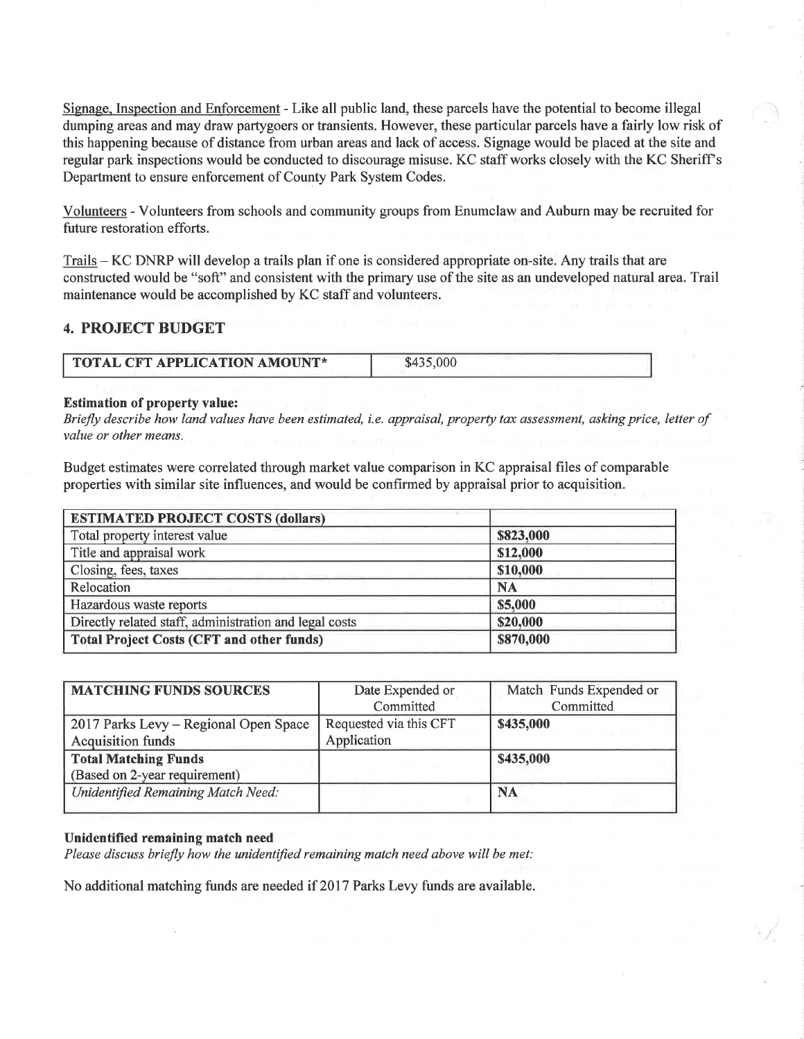Signage, Inspection and Enforcement - Like all public land, these parcels have the potential to become illegal dumping areas and may draw partygoers or transients. However, these particular parcels have a fairly low risk of this happening because of distance from urban areas and lack of access. Signage would be placed at the site and regular park inspections would be conducted to discourage misuse. KC staff works closely with the KC Sheriff's Department to ensure enforcement of County Park System Codes.

Volunteers - Volunteers from schools and community groups from Enumclaw and Auburn may be recruited for future restoration efforts.

Trails – KC DNRP will develop a trails plan if one is considered appropriate on-site. Any trails that are constructed would be "soft" and consistent with the primary use of the site as an undeveloped natural area. Trail maintenance would be accomplished by KC staff and volunteers.

## 4. PROJECT BUDGET

| TOTAL CFT APPLICATION AMOUNT* | $435,000 |
|---|---|

**Estimation of property value:**

*Briefly describe how land values have been estimated, i.e. appraisal, property tax assessment, asking price, letter of value or other means.*

Budget estimates were correlated through market value comparison in KC appraisal files of comparable properties with similar site influences, and would be confirmed by appraisal prior to acquisition.

| ESTIMATED PROJECT COSTS (dollars) | |
|---|---|
| Total property interest value | $823,000 |
| Title and appraisal work | $12,000 |
| Closing, fees, taxes | $10,000 |
| Relocation | NA |
| Hazardous waste reports | $5,000 |
| Directly related staff, administration and legal costs | $20,000 |
| **Total Project Costs (CFT and other funds)** | **$870,000** |

| MATCHING FUNDS SOURCES | Date Expended or Committed | Match Funds Expended or Committed |
|---|---|---|
| 2017 Parks Levy – Regional Open Space Acquisition funds | Requested via this CFT Application | $435,000 |
| **Total Matching Funds** (Based on 2-year requirement) | | $435,000 |
| *Unidentified Remaining Match Need:* | | NA |

**Unidentified remaining match need**

*Please discuss briefly how the unidentified remaining match need above will be met:*

No additional matching funds are needed if 2017 Parks Levy funds are available.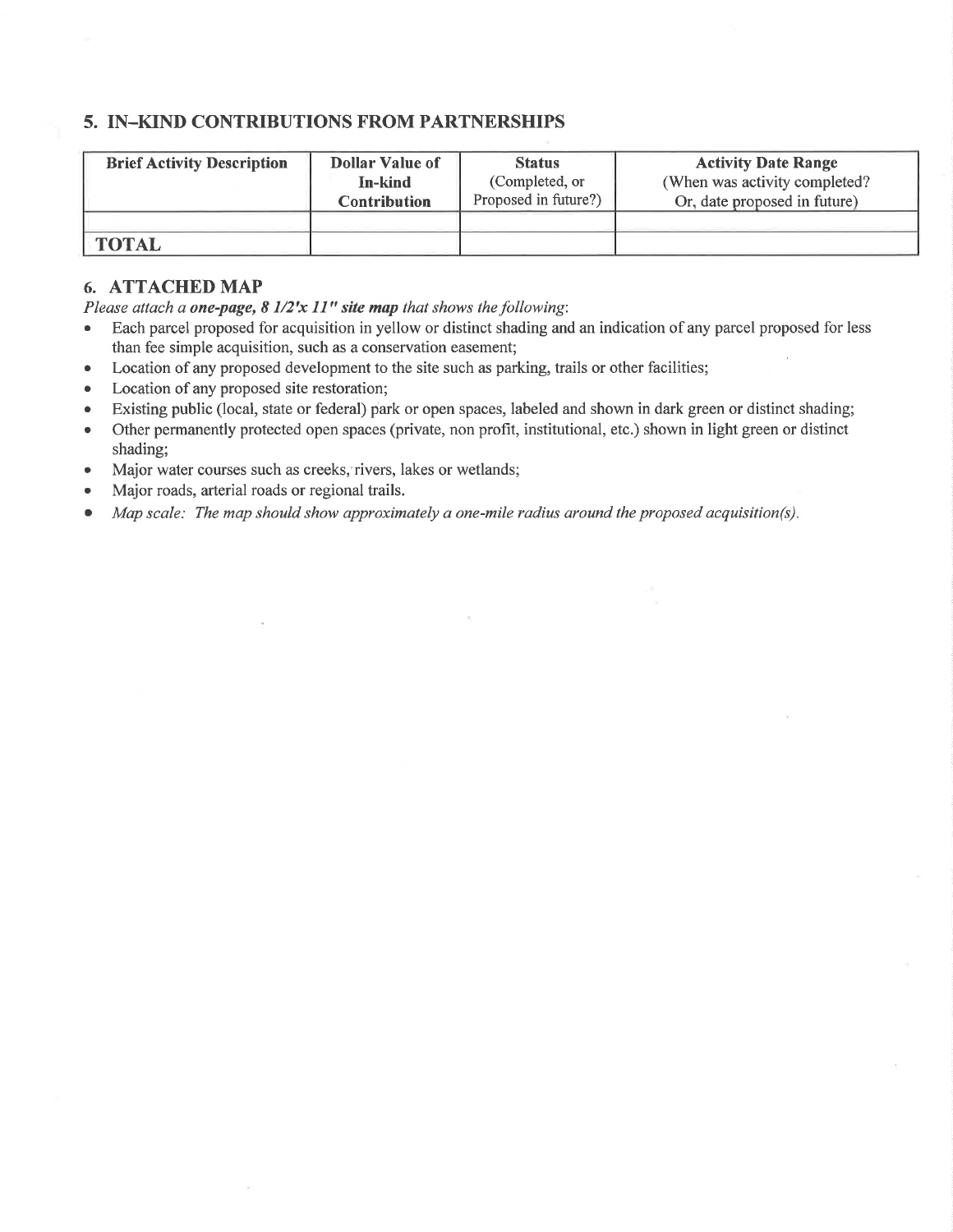## 5. IN–KIND CONTRIBUTIONS FROM PARTNERSHIPS

| Brief Activity Description | Dollar Value of In-kind Contribution | Status (Completed, or Proposed in future?) | Activity Date Range (When was activity completed? Or, date proposed in future) |
|---|---|---|---|
| | | | |
| **TOTAL** | | | |

## 6. ATTACHED MAP

*Please attach a **one-page, 8 1/2'x 11" site map** that shows the following:*

- Each parcel proposed for acquisition in yellow or distinct shading and an indication of any parcel proposed for less than fee simple acquisition, such as a conservation easement;
- Location of any proposed development to the site such as parking, trails or other facilities;
- Location of any proposed site restoration;
- Existing public (local, state or federal) park or open spaces, labeled and shown in dark green or distinct shading;
- Other permanently protected open spaces (private, non profit, institutional, etc.) shown in light green or distinct shading;
- Major water courses such as creeks, rivers, lakes or wetlands;
- Major roads, arterial roads or regional trails.
- *Map scale: The map should show approximately a one-mile radius around the proposed acquisition(s).*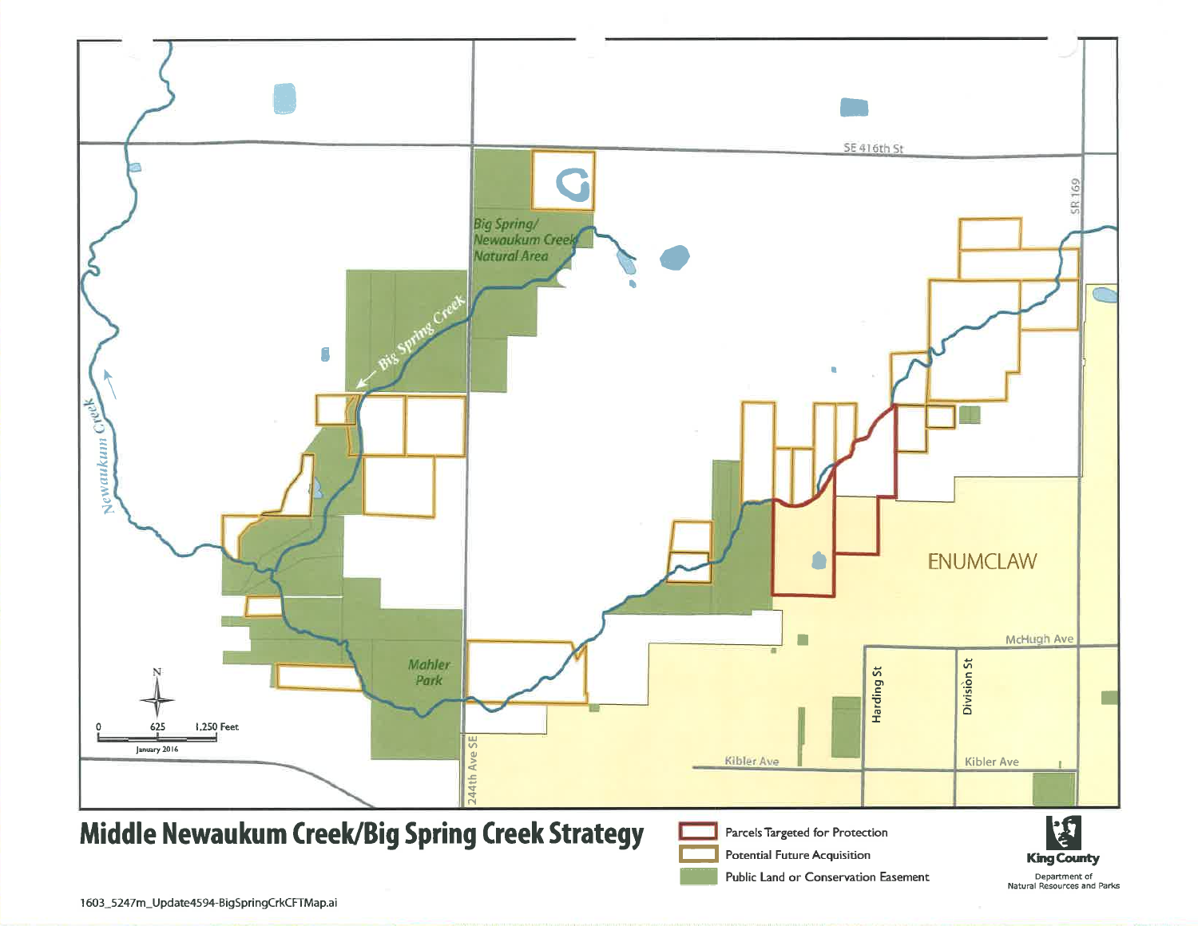# Middle Newaukum Creek/Big Spring Creek Strategy

SE 416th St

SR 169

Big Spring/
Newaukum Creek
Natural Area

Big Spring Creek

Newaukum Creek

Mahler
Park

ENUMCLAW

McHugh Ave

Harding St

Division St

Kibler Ave

Kibler Ave

244th Ave SE

N

0 625 1,250 Feet

January 2016

Parcels Targeted for Protection

Potential Future Acquisition

Public Land or Conservation Easement

King County

Department of
Natural Resources and Parks

1603_5247m_Update4594-BigSpringCrkCFTMap.ai